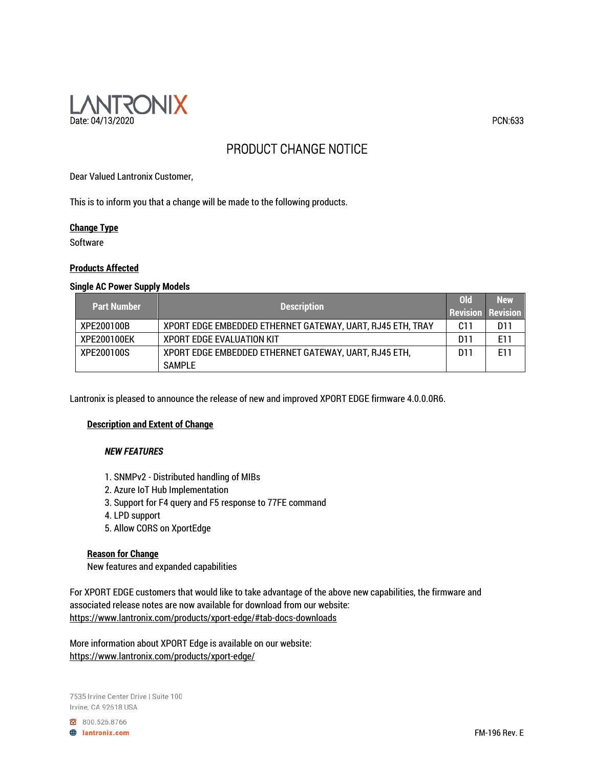LANTRONIX

Date: 04/13/2020

PCN:633

# PRODUCT CHANGE NOTICE

Dear Valued Lantronix Customer,

This is to inform you that a change will be made to the following products.

**Change Type**

Software

**Products Affected**

**Single AC Power Supply Models**

| Part Number | Description | Old Revision | New Revision |
|---|---|---|---|
| XPE200100B | XPORT EDGE EMBEDDED ETHERNET GATEWAY, UART, RJ45 ETH, TRAY | C11 | D11 |
| XPE200100EK | XPORT EDGE EVALUATION KIT | D11 | E11 |
| XPE200100S | XPORT EDGE EMBEDDED ETHERNET GATEWAY, UART, RJ45 ETH, SAMPLE | D11 | E11 |

Lantronix is pleased to announce the release of new and improved XPORT EDGE firmware 4.0.0.0R6.

**Description and Extent of Change**

***NEW FEATURES***

1. SNMPv2 - Distributed handling of MIBs
2. Azure IoT Hub Implementation
3. Support for F4 query and F5 response to 77FE command
4. LPD support
5. Allow CORS on XportEdge

**Reason for Change**

New features and expanded capabilities

For XPORT EDGE customers that would like to take advantage of the above new capabilities, the firmware and associated release notes are now available for download from our website:
https://www.lantronix.com/products/xport-edge/#tab-docs-downloads

More information about XPORT Edge is available on our website:
https://www.lantronix.com/products/xport-edge/

7535 Irvine Center Drive | Suite 100
Irvine, CA 92618 USA

800.526.8766
lantronix.com

FM-196 Rev. E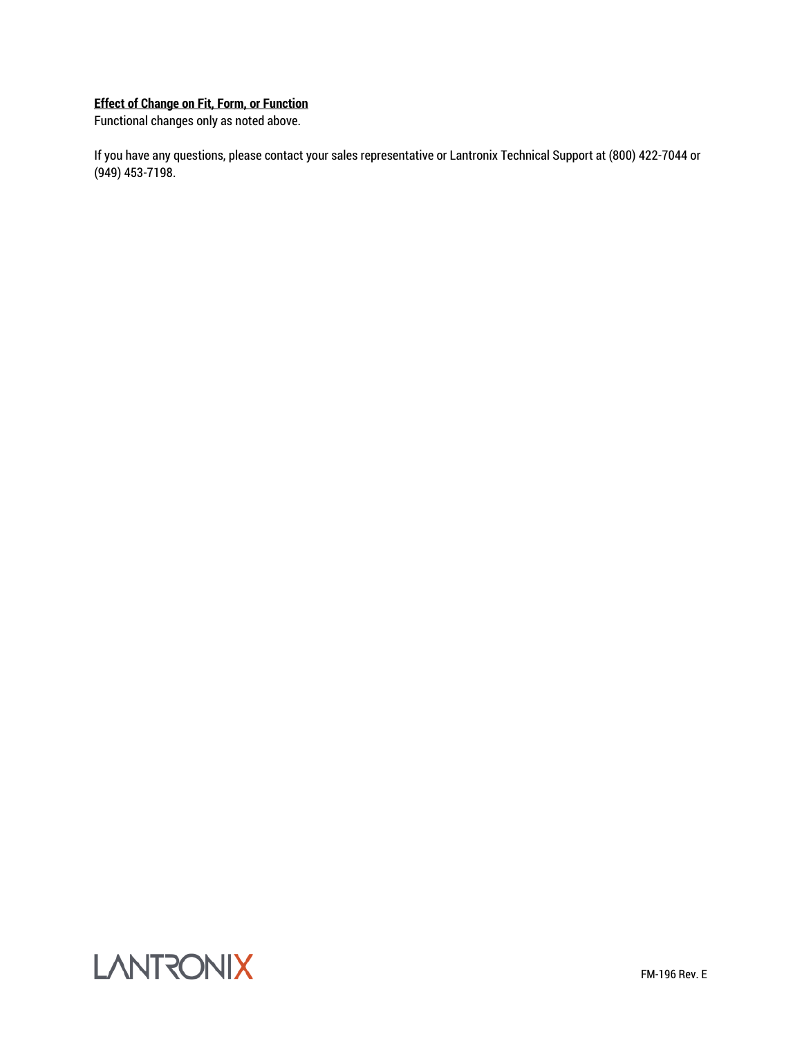**Effect of Change on Fit, Form, or Function**

Functional changes only as noted above.

If you have any questions, please contact your sales representative or Lantronix Technical Support at (800) 422-7044 or (949) 453-7198.